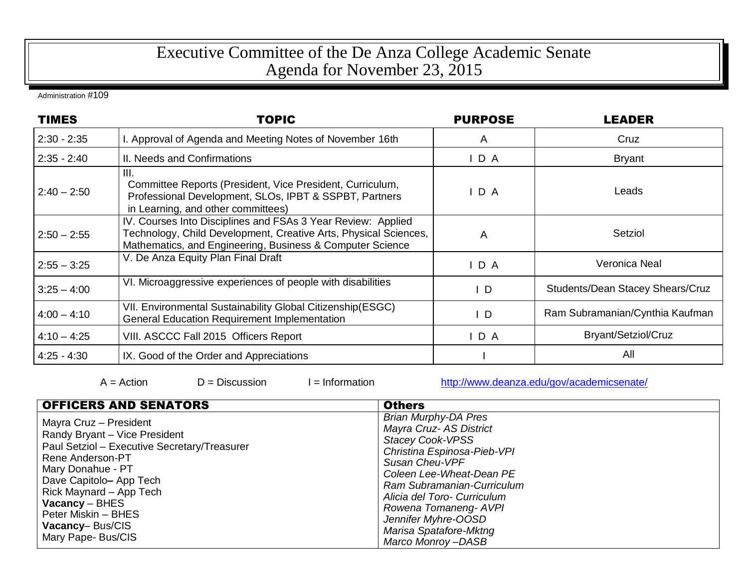# Executive Committee of the De Anza College Academic Senate
# Agenda for November 23, 2015

Administration #109

| TIMES | TOPIC | PURPOSE | LEADER |
|---|---|---|---|
| 2:30 - 2:35 | I. Approval of Agenda and Meeting Notes of November 16th | A | Cruz |
| 2:35 - 2:40 | II. Needs and Confirmations | I D A | Bryant |
| 2:40 – 2:50 | III. Committee Reports (President, Vice President, Curriculum, Professional Development, SLOs, IPBT & SSPBT, Partners in Learning, and other committees) | I D A | Leads |
| 2:50 – 2:55 | IV. Courses Into Disciplines and FSAs 3 Year Review: Applied Technology, Child Development, Creative Arts, Physical Sciences, Mathematics, and Engineering, Business & Computer Science | A | Setziol |
| 2:55 – 3:25 | V. De Anza Equity Plan Final Draft | I D A | Veronica Neal |
| 3:25 – 4:00 | VI. Microaggressive experiences of people with disabilities | I D | Students/Dean Stacey Shears/Cruz |
| 4:00 – 4:10 | VII. Environmental Sustainability Global Citizenship(ESGC) General Education Requirement Implementation | I D | Ram Subramanian/Cynthia Kaufman |
| 4:10 – 4:25 | VIII. ASCCC Fall 2015 Officers Report | I D A | Bryant/Setziol/Cruz |
| 4:25 - 4:30 | IX. Good of the Order and Appreciations | I | All |

A = Action D = Discussion I = Information http://www.deanza.edu/gov/academicsenate/

| OFFICERS AND SENATORS | Others |
|---|---|
| Mayra Cruz – President<br>Randy Bryant – Vice President<br>Paul Setziol – Executive Secretary/Treasurer<br>Rene Anderson-PT<br>Mary Donahue - PT<br>Dave Capitolo– App Tech<br>Rick Maynard – App Tech<br>**Vacancy** – BHES<br>Peter Miskin – BHES<br>**Vacancy**– Bus/CIS<br>Mary Pape- Bus/CIS | *Brian Murphy-DA Pres*<br>*Mayra Cruz- AS District*<br>*Stacey Cook-VPSS*<br>*Christina Espinosa-Pieb-VPI*<br>*Susan Cheu-VPF*<br>*Coleen Lee-Wheat-Dean PE*<br>*Ram Subramanian-Curriculum*<br>*Alicia del Toro- Curriculum*<br>*Rowena Tomaneng- AVPI*<br>*Jennifer Myhre-OOSD*<br>*Marisa Spatafore-Mktng*<br>*Marco Monroy –DASB* |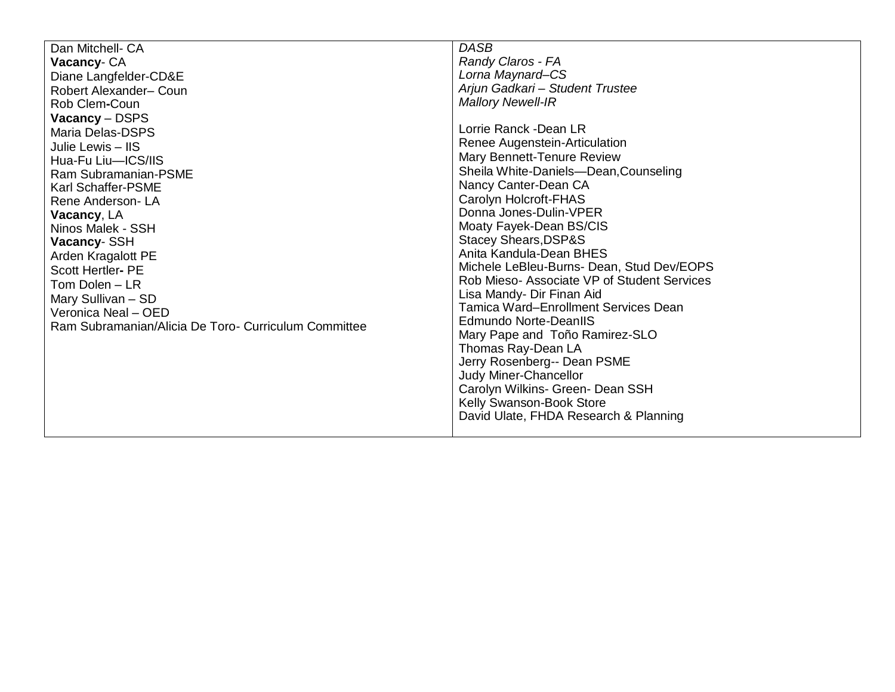| | |
|---|---|
| Dan Mitchell- CA<br>**Vacancy**- CA<br>Diane Langfelder-CD&E<br>Robert Alexander– Coun<br>Rob Clem**-**Coun<br>**Vacancy** – DSPS<br>Maria Delas-DSPS<br>Julie Lewis – IIS<br>Hua-Fu Liu—ICS/IIS<br>Ram Subramanian-PSME<br>Karl Schaffer-PSME<br>Rene Anderson- LA<br>**Vacancy**, LA<br>Ninos Malek - SSH<br>**Vacancy**- SSH<br>Arden Kragalott PE<br>Scott Hertler**-** PE<br>Tom Dolen – LR<br>Mary Sullivan – SD<br>Veronica Neal – OED<br>Ram Subramanian/Alicia De Toro- Curriculum Committee | *DASB*<br>*Randy Claros - FA*<br>*Lorna Maynard–CS*<br>*Arjun Gadkari – Student Trustee*<br>*Mallory Newell-IR*<br><br>Lorrie Ranck -Dean LR<br>Renee Augenstein-Articulation<br>Mary Bennett-Tenure Review<br>Sheila White-Daniels—Dean,Counseling<br>Nancy Canter-Dean CA<br>Carolyn Holcroft-FHAS<br>Donna Jones-Dulin-VPER<br>Moaty Fayek-Dean BS/CIS<br>Stacey Shears,DSP&S<br>Anita Kandula-Dean BHES<br>Michele LeBleu-Burns- Dean, Stud Dev/EOPS<br>Rob Mieso- Associate VP of Student Services<br>Lisa Mandy- Dir Finan Aid<br>Tamica Ward–Enrollment Services Dean<br>Edmundo Norte-DeanIIS<br>Mary Pape and Toño Ramirez-SLO<br>Thomas Ray-Dean LA<br>Jerry Rosenberg-- Dean PSME<br>Judy Miner-Chancellor<br>Carolyn Wilkins- Green- Dean SSH<br>Kelly Swanson-Book Store<br>David Ulate, FHDA Research & Planning |